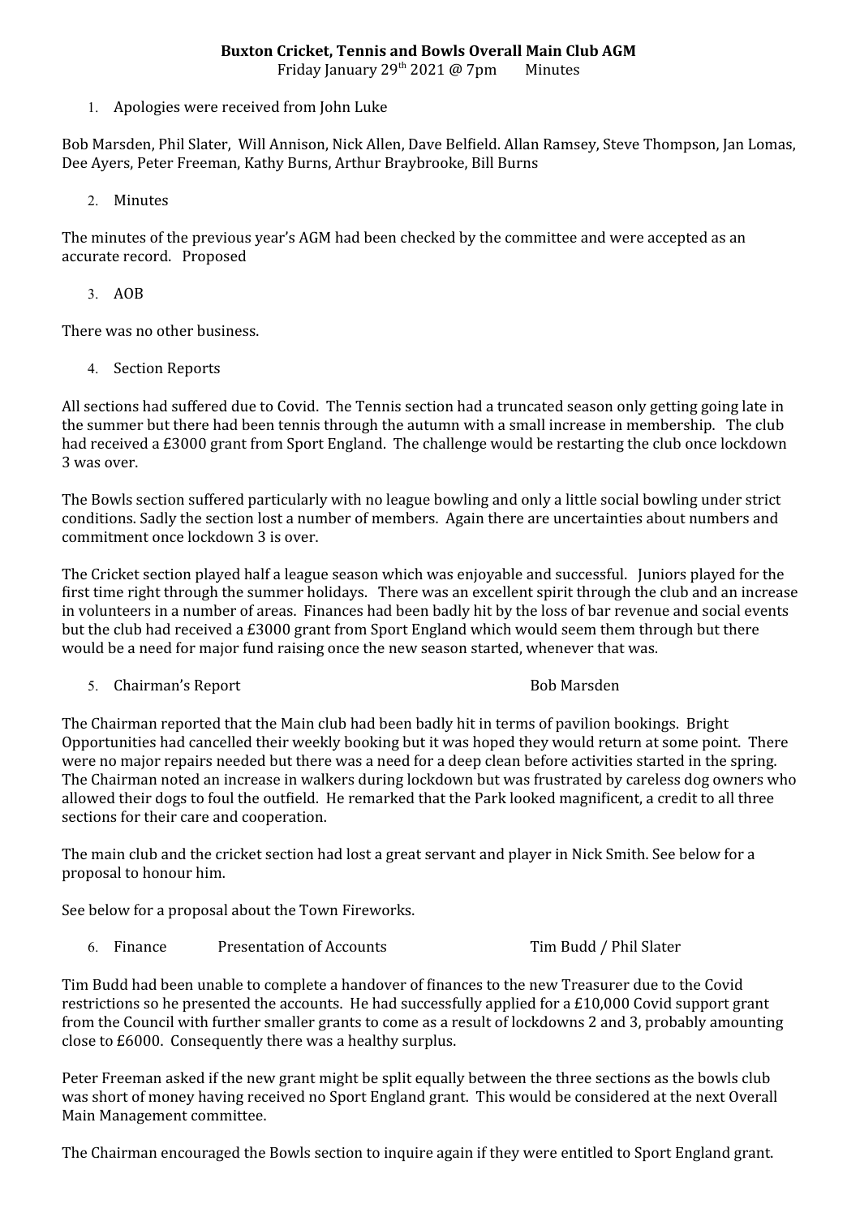**Buxton Cricket, Tennis and Bowls Overall Main Club AGM**

Friday January 29th 2021 @ 7pm     Minutes

1. Apologies were received from John Luke

Bob Marsden, Phil Slater, Will Annison, Nick Allen, Dave Belfield. Allan Ramsey, Steve Thompson, Jan Lomas, Dee Ayers, Peter Freeman, Kathy Burns, Arthur Braybrooke, Bill Burns

2. Minutes

The minutes of the previous year's AGM had been checked by the committee and were accepted as an accurate record. Proposed

3. AOB

There was no other business.

4. Section Reports

All sections had suffered due to Covid. The Tennis section had a truncated season only getting going late in the summer but there had been tennis through the autumn with a small increase in membership. The club had received a £3000 grant from Sport England. The challenge would be restarting the club once lockdown 3 was over.

The Bowls section suffered particularly with no league bowling and only a little social bowling under strict conditions. Sadly the section lost a number of members. Again there are uncertainties about numbers and commitment once lockdown 3 is over.

The Cricket section played half a league season which was enjoyable and successful. Juniors played for the first time right through the summer holidays. There was an excellent spirit through the club and an increase in volunteers in a number of areas. Finances had been badly hit by the loss of bar revenue and social events but the club had received a £3000 grant from Sport England which would seem them through but there would be a need for major fund raising once the new season started, whenever that was.

5. Chairman's Report     Bob Marsden

The Chairman reported that the Main club had been badly hit in terms of pavilion bookings. Bright Opportunities had cancelled their weekly booking but it was hoped they would return at some point. There were no major repairs needed but there was a need for a deep clean before activities started in the spring. The Chairman noted an increase in walkers during lockdown but was frustrated by careless dog owners who allowed their dogs to foul the outfield. He remarked that the Park looked magnificent, a credit to all three sections for their care and cooperation.

The main club and the cricket section had lost a great servant and player in Nick Smith. See below for a proposal to honour him.

See below for a proposal about the Town Fireworks.

6. Finance     Presentation of Accounts     Tim Budd / Phil Slater

Tim Budd had been unable to complete a handover of finances to the new Treasurer due to the Covid restrictions so he presented the accounts. He had successfully applied for a £10,000 Covid support grant from the Council with further smaller grants to come as a result of lockdowns 2 and 3, probably amounting close to £6000. Consequently there was a healthy surplus.

Peter Freeman asked if the new grant might be split equally between the three sections as the bowls club was short of money having received no Sport England grant. This would be considered at the next Overall Main Management committee.

The Chairman encouraged the Bowls section to inquire again if they were entitled to Sport England grant.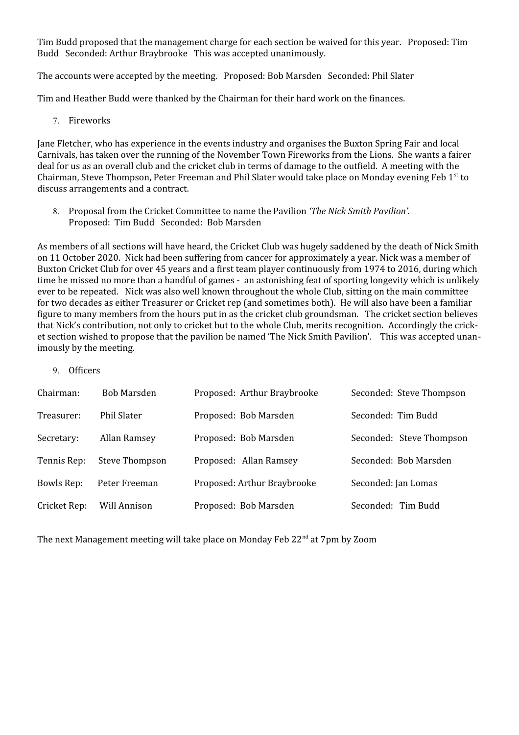Tim Budd proposed that the management charge for each section be waived for this year. Proposed: Tim Budd Seconded: Arthur Braybrooke This was accepted unanimously.

The accounts were accepted by the meeting. Proposed: Bob Marsden Seconded: Phil Slater

Tim and Heather Budd were thanked by the Chairman for their hard work on the finances.

7. Fireworks

Jane Fletcher, who has experience in the events industry and organises the Buxton Spring Fair and local Carnivals, has taken over the running of the November Town Fireworks from the Lions. She wants a fairer deal for us as an overall club and the cricket club in terms of damage to the outfield. A meeting with the Chairman, Steve Thompson, Peter Freeman and Phil Slater would take place on Monday evening Feb 1st to discuss arrangements and a contract.

8. Proposal from the Cricket Committee to name the Pavilion *'The Nick Smith Pavilion'.*
   Proposed: Tim Budd Seconded: Bob Marsden

As members of all sections will have heard, the Cricket Club was hugely saddened by the death of Nick Smith on 11 October 2020. Nick had been suffering from cancer for approximately a year. Nick was a member of Buxton Cricket Club for over 45 years and a first team player continuously from 1974 to 2016, during which time he missed no more than a handful of games - an astonishing feat of sporting longevity which is unlikely ever to be repeated. Nick was also well known throughout the whole Club, sitting on the main committee for two decades as either Treasurer or Cricket rep (and sometimes both). He will also have been a familiar figure to many members from the hours put in as the cricket club groundsman. The cricket section believes that Nick's contribution, not only to cricket but to the whole Club, merits recognition. Accordingly the cricket section wished to propose that the pavilion be named 'The Nick Smith Pavilion'. This was accepted unanimously by the meeting.

9. Officers

| | | | |
|---|---|---|---|
| Chairman: | Bob Marsden | Proposed: Arthur Braybrooke | Seconded: Steve Thompson |
| Treasurer: | Phil Slater | Proposed: Bob Marsden | Seconded: Tim Budd |
| Secretary: | Allan Ramsey | Proposed: Bob Marsden | Seconded: Steve Thompson |
| Tennis Rep: | Steve Thompson | Proposed: Allan Ramsey | Seconded: Bob Marsden |
| Bowls Rep: | Peter Freeman | Proposed: Arthur Braybrooke | Seconded: Jan Lomas |
| Cricket Rep: | Will Annison | Proposed: Bob Marsden | Seconded: Tim Budd |

The next Management meeting will take place on Monday Feb 22nd at 7pm by Zoom